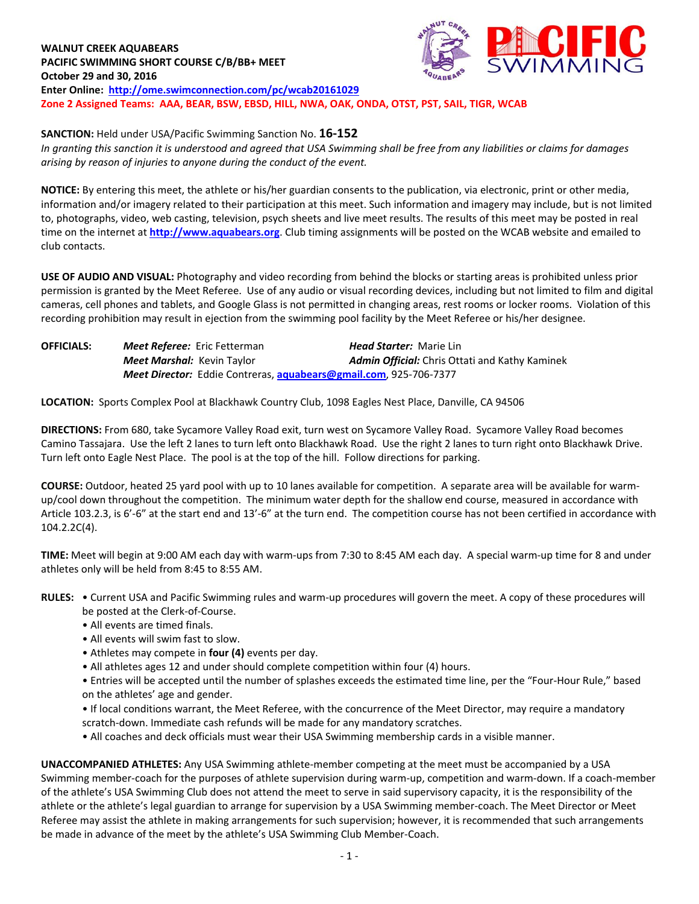**WALNUT CREEK AQUABEARS**
**PACIFIC SWIMMING SHORT COURSE C/B/BB+ MEET**
**October 29 and 30, 2016**
**Enter Online: http://ome.swimconnection.com/pc/wcab20161029**
**Zone 2 Assigned Teams: AAA, BEAR, BSW, EBSD, HILL, NWA, OAK, ONDA, OTST, PST, SAIL, TIGR, WCAB**

**SANCTION:** Held under USA/Pacific Swimming Sanction No. **16-152**
*In granting this sanction it is understood and agreed that USA Swimming shall be free from any liabilities or claims for damages arising by reason of injuries to anyone during the conduct of the event.*

**NOTICE:** By entering this meet, the athlete or his/her guardian consents to the publication, via electronic, print or other media, information and/or imagery related to their participation at this meet. Such information and imagery may include, but is not limited to, photographs, video, web casting, television, psych sheets and live meet results. The results of this meet may be posted in real time on the internet at **http://www.aquabears.org**. Club timing assignments will be posted on the WCAB website and emailed to club contacts.

**USE OF AUDIO AND VISUAL:** Photography and video recording from behind the blocks or starting areas is prohibited unless prior permission is granted by the Meet Referee. Use of any audio or visual recording devices, including but not limited to film and digital cameras, cell phones and tablets, and Google Glass is not permitted in changing areas, rest rooms or locker rooms. Violation of this recording prohibition may result in ejection from the swimming pool facility by the Meet Referee or his/her designee.

**OFFICIALS:** *Meet Referee:* Eric Fetterman *Head Starter:* Marie Lin
*Meet Marshal:* Kevin Taylor *Admin Official:* Chris Ottati and Kathy Kaminek
*Meet Director:* Eddie Contreras, **aquabears@gmail.com**, 925-706-7377

**LOCATION:** Sports Complex Pool at Blackhawk Country Club, 1098 Eagles Nest Place, Danville, CA 94506

**DIRECTIONS:** From 680, take Sycamore Valley Road exit, turn west on Sycamore Valley Road. Sycamore Valley Road becomes Camino Tassajara. Use the left 2 lanes to turn left onto Blackhawk Road. Use the right 2 lanes to turn right onto Blackhawk Drive. Turn left onto Eagle Nest Place. The pool is at the top of the hill. Follow directions for parking.

**COURSE:** Outdoor, heated 25 yard pool with up to 10 lanes available for competition. A separate area will be available for warm-up/cool down throughout the competition. The minimum water depth for the shallow end course, measured in accordance with Article 103.2.3, is 6'-6" at the start end and 13'-6" at the turn end. The competition course has not been certified in accordance with 104.2.2C(4).

**TIME:** Meet will begin at 9:00 AM each day with warm-ups from 7:30 to 8:45 AM each day. A special warm-up time for 8 and under athletes only will be held from 8:45 to 8:55 AM.

**RULES:**
- Current USA and Pacific Swimming rules and warm-up procedures will govern the meet. A copy of these procedures will be posted at the Clerk-of-Course.
- All events are timed finals.
- All events will swim fast to slow.
- Athletes may compete in **four (4)** events per day.
- All athletes ages 12 and under should complete competition within four (4) hours.
- Entries will be accepted until the number of splashes exceeds the estimated time line, per the "Four-Hour Rule," based on the athletes' age and gender.
- If local conditions warrant, the Meet Referee, with the concurrence of the Meet Director, may require a mandatory scratch-down. Immediate cash refunds will be made for any mandatory scratches.
- All coaches and deck officials must wear their USA Swimming membership cards in a visible manner.

**UNACCOMPANIED ATHLETES:** Any USA Swimming athlete-member competing at the meet must be accompanied by a USA Swimming member-coach for the purposes of athlete supervision during warm-up, competition and warm-down. If a coach-member of the athlete's USA Swimming Club does not attend the meet to serve in said supervisory capacity, it is the responsibility of the athlete or the athlete's legal guardian to arrange for supervision by a USA Swimming member-coach. The Meet Director or Meet Referee may assist the athlete in making arrangements for such supervision; however, it is recommended that such arrangements be made in advance of the meet by the athlete's USA Swimming Club Member-Coach.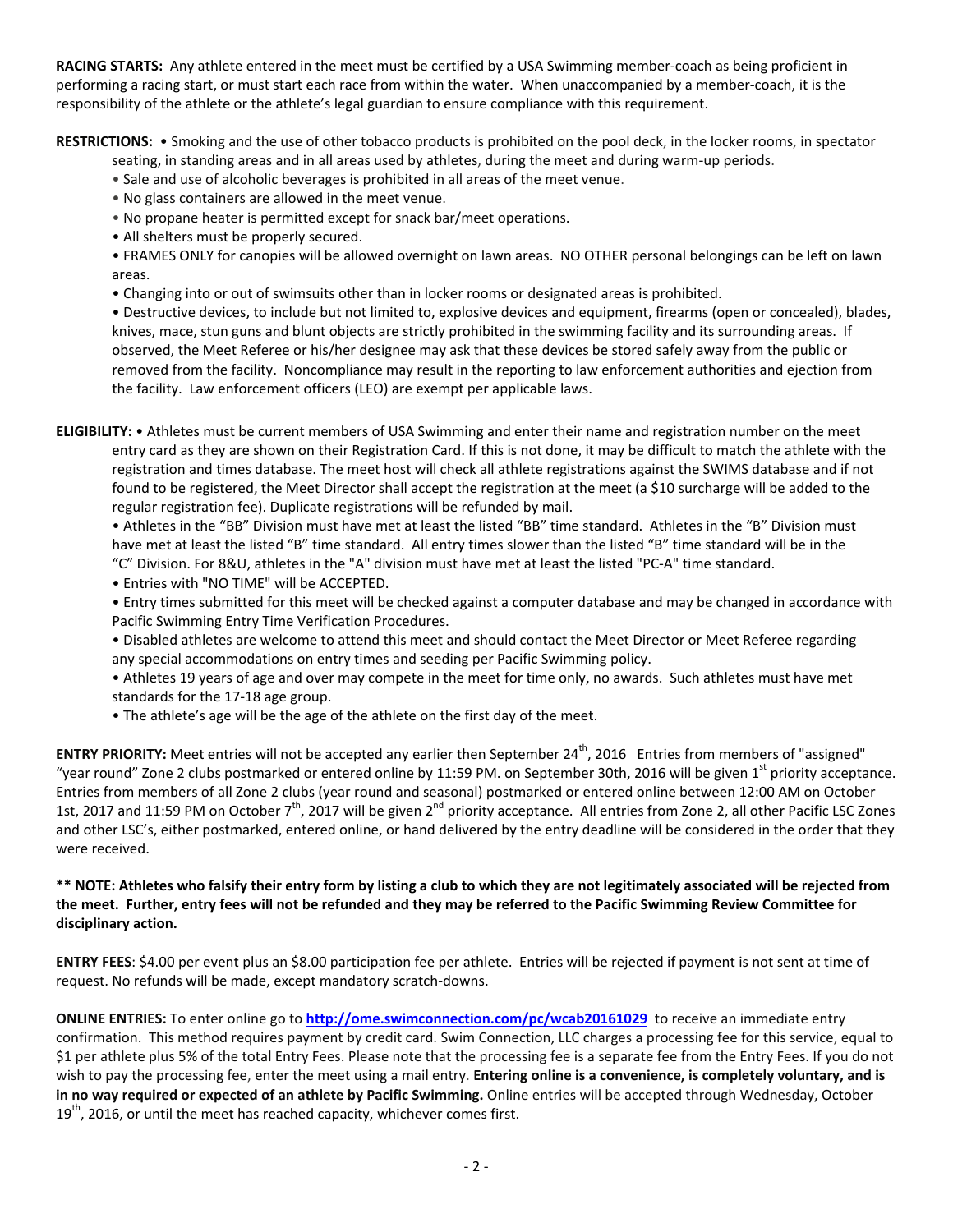**RACING STARTS:** Any athlete entered in the meet must be certified by a USA Swimming member-coach as being proficient in performing a racing start, or must start each race from within the water. When unaccompanied by a member-coach, it is the responsibility of the athlete or the athlete's legal guardian to ensure compliance with this requirement.

**RESTRICTIONS:** • Smoking and the use of other tobacco products is prohibited on the pool deck, in the locker rooms, in spectator seating, in standing areas and in all areas used by athletes, during the meet and during warm-up periods.

- Sale and use of alcoholic beverages is prohibited in all areas of the meet venue.
- No glass containers are allowed in the meet venue.
- No propane heater is permitted except for snack bar/meet operations.
- All shelters must be properly secured.
- FRAMES ONLY for canopies will be allowed overnight on lawn areas. NO OTHER personal belongings can be left on lawn areas.
- Changing into or out of swimsuits other than in locker rooms or designated areas is prohibited.
- Destructive devices, to include but not limited to, explosive devices and equipment, firearms (open or concealed), blades, knives, mace, stun guns and blunt objects are strictly prohibited in the swimming facility and its surrounding areas. If observed, the Meet Referee or his/her designee may ask that these devices be stored safely away from the public or removed from the facility. Noncompliance may result in the reporting to law enforcement authorities and ejection from the facility. Law enforcement officers (LEO) are exempt per applicable laws.

**ELIGIBILITY:** • Athletes must be current members of USA Swimming and enter their name and registration number on the meet entry card as they are shown on their Registration Card. If this is not done, it may be difficult to match the athlete with the registration and times database. The meet host will check all athlete registrations against the SWIMS database and if not found to be registered, the Meet Director shall accept the registration at the meet (a $10 surcharge will be added to the regular registration fee). Duplicate registrations will be refunded by mail.

- Athletes in the "BB" Division must have met at least the listed "BB" time standard. Athletes in the "B" Division must have met at least the listed "B" time standard. All entry times slower than the listed "B" time standard will be in the "C" Division. For 8&U, athletes in the "A" division must have met at least the listed "PC-A" time standard.
- Entries with "NO TIME" will be ACCEPTED.
- Entry times submitted for this meet will be checked against a computer database and may be changed in accordance with Pacific Swimming Entry Time Verification Procedures.
- Disabled athletes are welcome to attend this meet and should contact the Meet Director or Meet Referee regarding any special accommodations on entry times and seeding per Pacific Swimming policy.
- Athletes 19 years of age and over may compete in the meet for time only, no awards. Such athletes must have met standards for the 17-18 age group.
- The athlete's age will be the age of the athlete on the first day of the meet.

**ENTRY PRIORITY:** Meet entries will not be accepted any earlier then September 24th, 2016 Entries from members of "assigned" "year round" Zone 2 clubs postmarked or entered online by 11:59 PM. on September 30th, 2016 will be given 1st priority acceptance. Entries from members of all Zone 2 clubs (year round and seasonal) postmarked or entered online between 12:00 AM on October 1st, 2017 and 11:59 PM on October 7th, 2017 will be given 2nd priority acceptance. All entries from Zone 2, all other Pacific LSC Zones and other LSC's, either postmarked, entered online, or hand delivered by the entry deadline will be considered in the order that they were received.

**\*\* NOTE: Athletes who falsify their entry form by listing a club to which they are not legitimately associated will be rejected from the meet. Further, entry fees will not be refunded and they may be referred to the Pacific Swimming Review Committee for disciplinary action.**

**ENTRY FEES**: $4.00 per event plus an $8.00 participation fee per athlete. Entries will be rejected if payment is not sent at time of request. No refunds will be made, except mandatory scratch-downs.

**ONLINE ENTRIES:** To enter online go to **http://ome.swimconnection.com/pc/wcab20161029** to receive an immediate entry confirmation. This method requires payment by credit card. Swim Connection, LLC charges a processing fee for this service, equal to $1 per athlete plus 5% of the total Entry Fees. Please note that the processing fee is a separate fee from the Entry Fees. If you do not wish to pay the processing fee, enter the meet using a mail entry. **Entering online is a convenience, is completely voluntary, and is in no way required or expected of an athlete by Pacific Swimming.** Online entries will be accepted through Wednesday, October 19th, 2016, or until the meet has reached capacity, whichever comes first.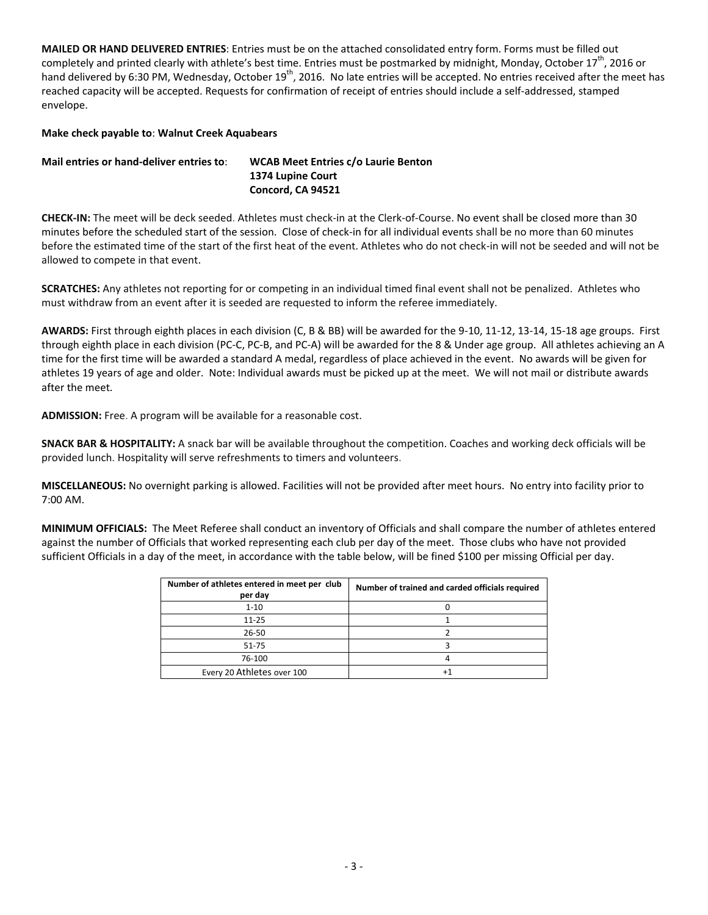**MAILED OR HAND DELIVERED ENTRIES**: Entries must be on the attached consolidated entry form. Forms must be filled out completely and printed clearly with athlete's best time. Entries must be postmarked by midnight, Monday, October 17th, 2016 or hand delivered by 6:30 PM, Wednesday, October 19th, 2016. No late entries will be accepted. No entries received after the meet has reached capacity will be accepted. Requests for confirmation of receipt of entries should include a self-addressed, stamped envelope.

**Make check payable to**: **Walnut Creek Aquabears**

**Mail entries or hand-deliver entries to**: **WCAB Meet Entries c/o Laurie Benton**
**1374 Lupine Court**
**Concord, CA 94521**

**CHECK-IN:** The meet will be deck seeded. Athletes must check-in at the Clerk-of-Course. No event shall be closed more than 30 minutes before the scheduled start of the session. Close of check-in for all individual events shall be no more than 60 minutes before the estimated time of the start of the first heat of the event. Athletes who do not check-in will not be seeded and will not be allowed to compete in that event.

**SCRATCHES:** Any athletes not reporting for or competing in an individual timed final event shall not be penalized. Athletes who must withdraw from an event after it is seeded are requested to inform the referee immediately.

**AWARDS:** First through eighth places in each division (C, B & BB) will be awarded for the 9-10, 11-12, 13-14, 15-18 age groups. First through eighth place in each division (PC-C, PC-B, and PC-A) will be awarded for the 8 & Under age group. All athletes achieving an A time for the first time will be awarded a standard A medal, regardless of place achieved in the event. No awards will be given for athletes 19 years of age and older. Note: Individual awards must be picked up at the meet. We will not mail or distribute awards after the meet.

**ADMISSION:** Free. A program will be available for a reasonable cost.

**SNACK BAR & HOSPITALITY:** A snack bar will be available throughout the competition. Coaches and working deck officials will be provided lunch. Hospitality will serve refreshments to timers and volunteers.

**MISCELLANEOUS:** No overnight parking is allowed. Facilities will not be provided after meet hours. No entry into facility prior to 7:00 AM.

**MINIMUM OFFICIALS:** The Meet Referee shall conduct an inventory of Officials and shall compare the number of athletes entered against the number of Officials that worked representing each club per day of the meet. Those clubs who have not provided sufficient Officials in a day of the meet, in accordance with the table below, will be fined $100 per missing Official per day.

| Number of athletes entered in meet per club per day | Number of trained and carded officials required |
|---|---|
| 1-10 | 0 |
| 11-25 | 1 |
| 26-50 | 2 |
| 51-75 | 3 |
| 76-100 | 4 |
| Every 20 Athletes over 100 | +1 |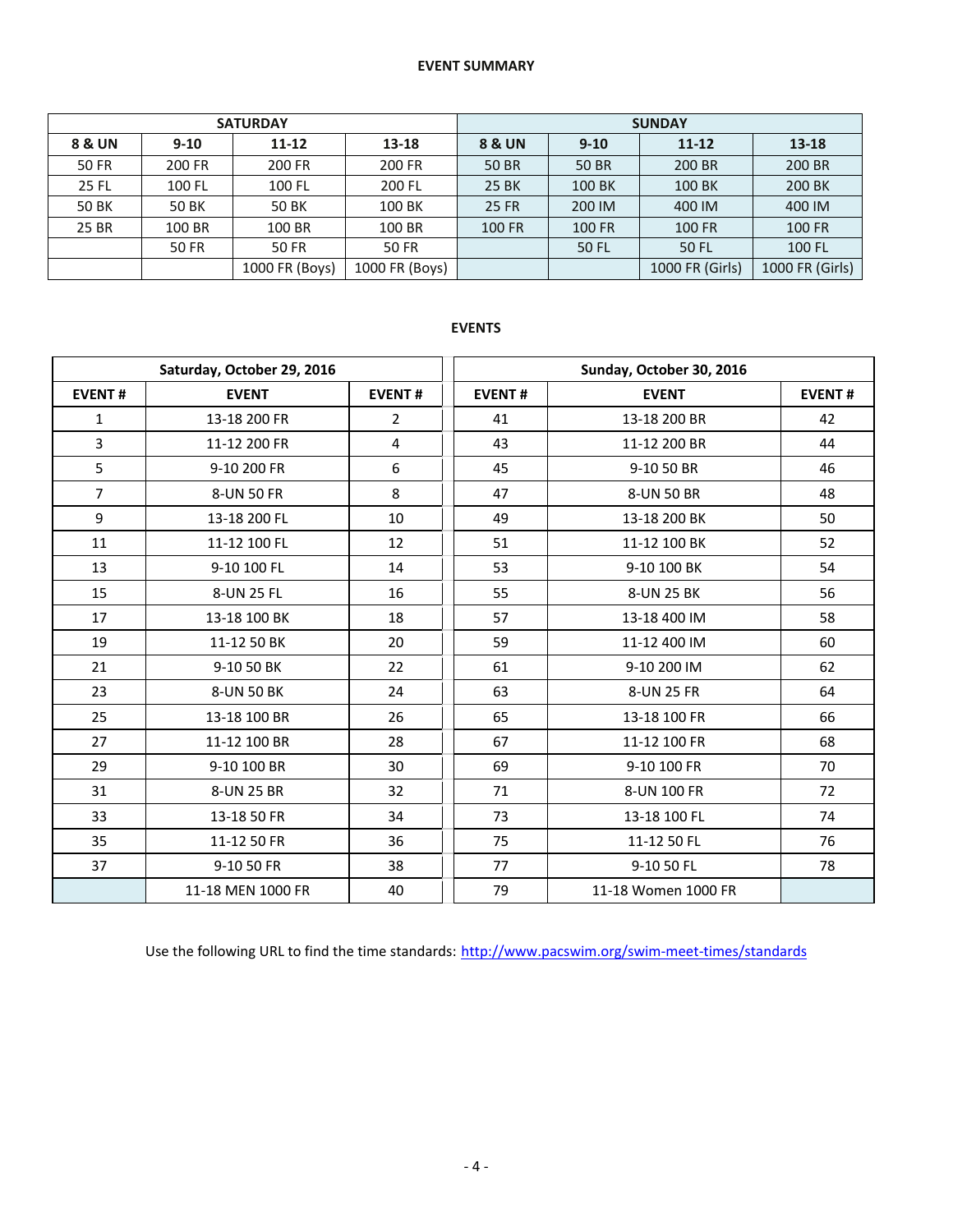**EVENT SUMMARY**

| SATURDAY | | | | SUNDAY | | | |
|---|---|---|---|---|---|---|---|
| **8 & UN** | **9-10** | **11-12** | **13-18** | **8 & UN** | **9-10** | **11-12** | **13-18** |
| 50 FR | 200 FR | 200 FR | 200 FR | 50 BR | 50 BR | 200 BR | 200 BR |
| 25 FL | 100 FL | 100 FL | 200 FL | 25 BK | 100 BK | 100 BK | 200 BK |
| 50 BK | 50 BK | 50 BK | 100 BK | 25 FR | 200 IM | 400 IM | 400 IM |
| 25 BR | 100 BR | 100 BR | 100 BR | 100 FR | 100 FR | 100 FR | 100 FR |
| | 50 FR | 50 FR | 50 FR | | 50 FL | 50 FL | 100 FL |
| | | 1000 FR (Boys) | 1000 FR (Boys) | | | 1000 FR (Girls) | 1000 FR (Girls) |

**EVENTS**

| Saturday, October 29, 2016 | | | Sunday, October 30, 2016 | | |
|---|---|---|---|---|---|
| **EVENT #** | **EVENT** | **EVENT #** | **EVENT #** | **EVENT** | **EVENT #** |
| 1 | 13-18 200 FR | 2 | 41 | 13-18 200 BR | 42 |
| 3 | 11-12 200 FR | 4 | 43 | 11-12 200 BR | 44 |
| 5 | 9-10 200 FR | 6 | 45 | 9-10 50 BR | 46 |
| 7 | 8-UN 50 FR | 8 | 47 | 8-UN 50 BR | 48 |
| 9 | 13-18 200 FL | 10 | 49 | 13-18 200 BK | 50 |
| 11 | 11-12 100 FL | 12 | 51 | 11-12 100 BK | 52 |
| 13 | 9-10 100 FL | 14 | 53 | 9-10 100 BK | 54 |
| 15 | 8-UN 25 FL | 16 | 55 | 8-UN 25 BK | 56 |
| 17 | 13-18 100 BK | 18 | 57 | 13-18 400 IM | 58 |
| 19 | 11-12 50 BK | 20 | 59 | 11-12 400 IM | 60 |
| 21 | 9-10 50 BK | 22 | 61 | 9-10 200 IM | 62 |
| 23 | 8-UN 50 BK | 24 | 63 | 8-UN 25 FR | 64 |
| 25 | 13-18 100 BR | 26 | 65 | 13-18 100 FR | 66 |
| 27 | 11-12 100 BR | 28 | 67 | 11-12 100 FR | 68 |
| 29 | 9-10 100 BR | 30 | 69 | 9-10 100 FR | 70 |
| 31 | 8-UN 25 BR | 32 | 71 | 8-UN 100 FR | 72 |
| 33 | 13-18 50 FR | 34 | 73 | 13-18 100 FL | 74 |
| 35 | 11-12 50 FR | 36 | 75 | 11-12 50 FL | 76 |
| 37 | 9-10 50 FR | 38 | 77 | 9-10 50 FL | 78 |
| | 11-18 MEN 1000 FR | 40 | 79 | 11-18 Women 1000 FR | |

Use the following URL to find the time standards: http://www.pacswim.org/swim-meet-times/standards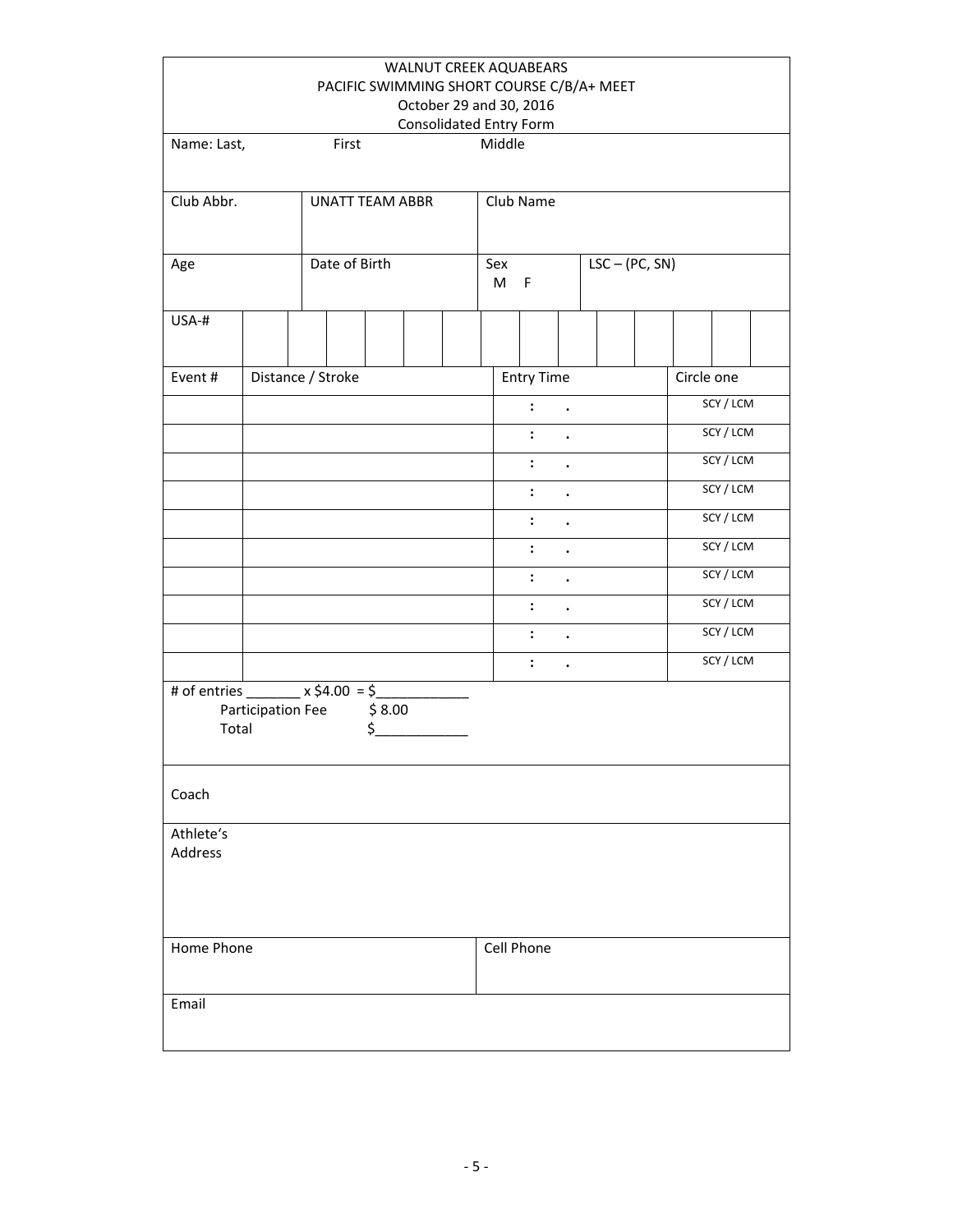WALNUT CREEK AQUABEARS
PACIFIC SWIMMING SHORT COURSE C/B/A+ MEET
October 29 and 30, 2016
Consolidated Entry Form

| Name: Last, | First | Middle | |
|---|---|---|---|
| Club Abbr. | UNATT TEAM ABBR | Club Name | |
| Age | Date of Birth | Sex<br>M F | LSC – (PC, SN) |

| USA-# | | | | | | | | | | | | | | |
|---|---|---|---|---|---|---|---|---|---|---|---|---|---|---|

| Event # | Distance / Stroke | Entry Time | Circle one |
|---|---|---|---|
| | | : . | SCY / LCM |
| | | : . | SCY / LCM |
| | | : . | SCY / LCM |
| | | : . | SCY / LCM |
| | | : . | SCY / LCM |
| | | : . | SCY / LCM |
| | | : . | SCY / LCM |
| | | : . | SCY / LCM |
| | | : . | SCY / LCM |
| | | : . | SCY / LCM |

# of entries _______ x $4.00 = $____________
Participation Fee $ 8.00
Total $____________

| | |
|---|---|
| Coach | |
| Athlete's Address | |
| Home Phone | Cell Phone |
| Email | |